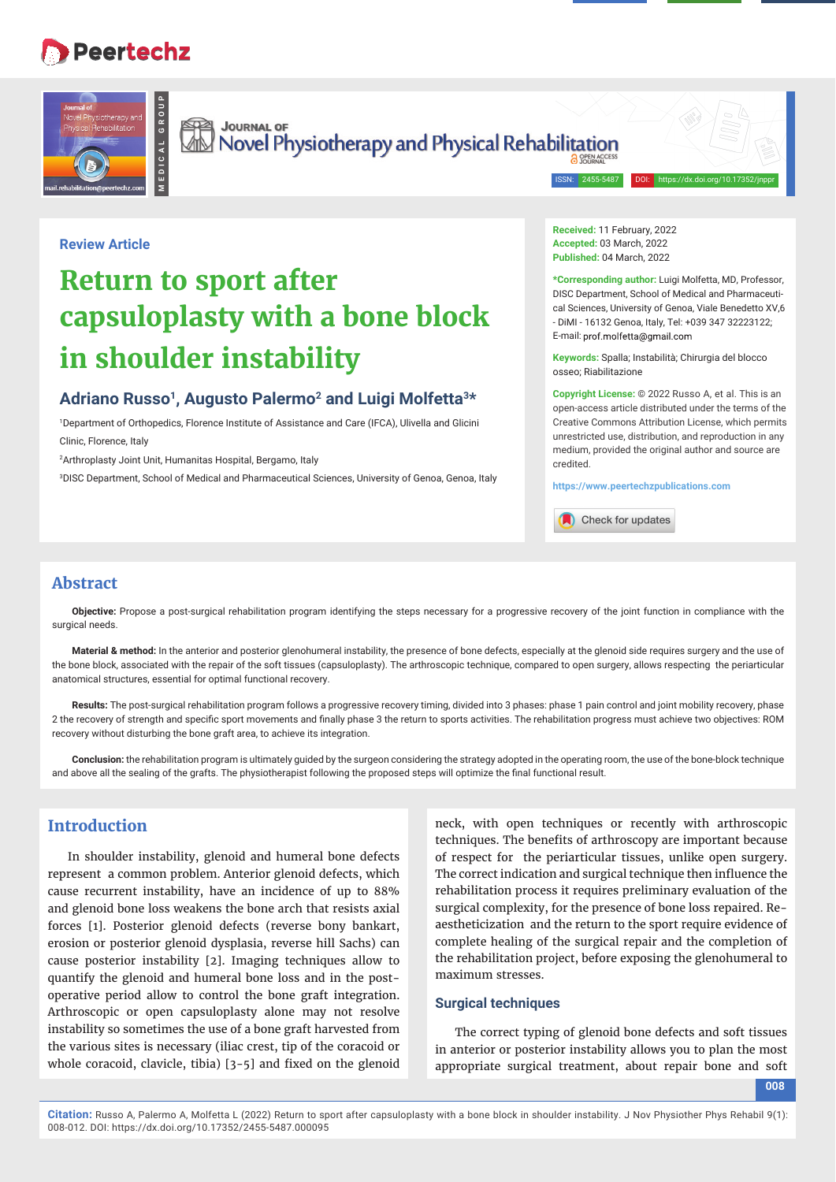Review Article

# Return to sport after capsuloplasty with a bone block in shoulder instability

## Adriano Russo[1], Augusto Palermo[2] and Luigi Molfetta[3]*

[1]Department of Orthopedics, Florence Institute of Assistance and Care (IFCA), Ulivella and Glicini Clinic, Florence, Italy

[2]Arthroplasty Joint Unit, Humanitas Hospital, Bergamo, Italy

[3]DISC Department, School of Medical and Pharmaceutical Sciences, University of Genoa, Genoa, Italy

**Received:** 11 February, 2022
**Accepted:** 03 March, 2022
**Published:** 04 March, 2022

**\*Corresponding author:** Luigi Molfetta, MD, Professor, DISC Department, School of Medical and Pharmaceutical Sciences, University of Genoa, Viale Benedetto XV,6 - DiMI - 16132 Genoa, Italy, Tel: +039 347 32223122; E-mail: prof.molfetta@gmail.com

**Keywords:** Spalla; Instabilità; Chirurgia del blocco osseo; Riabilitazione

**Copyright License:** © 2022 Russo A, et al. This is an open-access article distributed under the terms of the Creative Commons Attribution License, which permits unrestricted use, distribution, and reproduction in any medium, provided the original author and source are credited.

https://www.peertechzpublications.com

## Abstract

**Objective:** Propose a post-surgical rehabilitation program identifying the steps necessary for a progressive recovery of the joint function in compliance with the surgical needs.

**Material & method:** In the anterior and posterior glenohumeral instability, the presence of bone defects, especially at the glenoid side requires surgery and the use of the bone block, associated with the repair of the soft tissues (capsuloplasty). The arthroscopic technique, compared to open surgery, allows respecting the periarticular anatomical structures, essential for optimal functional recovery.

**Results:** The post-surgical rehabilitation program follows a progressive recovery timing, divided into 3 phases: phase 1 pain control and joint mobility recovery, phase 2 the recovery of strength and specific sport movements and finally phase 3 the return to sports activities. The rehabilitation progress must achieve two objectives: ROM recovery without disturbing the bone graft area, to achieve its integration.

**Conclusion:** the rehabilitation program is ultimately guided by the surgeon considering the strategy adopted in the operating room, the use of the bone-block technique and above all the sealing of the grafts. The physiotherapist following the proposed steps will optimize the final functional result.

## Introduction

In shoulder instability, glenoid and humeral bone defects represent a common problem. Anterior glenoid defects, which cause recurrent instability, have an incidence of up to 88% and glenoid bone loss weakens the bone arch that resists axial forces [1]. Posterior glenoid defects (reverse bony bankart, erosion or posterior glenoid dysplasia, reverse hill Sachs) can cause posterior instability [2]. Imaging techniques allow to quantify the glenoid and humeral bone loss and in the post-operative period allow to control the bone graft integration. Arthroscopic or open capsuloplasty alone may not resolve instability so sometimes the use of a bone graft harvested from the various sites is necessary (iliac crest, tip of the coracoid or whole coracoid, clavicle, tibia) [3-5] and fixed on the glenoid neck, with open techniques or recently with arthroscopic techniques. The benefits of arthroscopy are important because of respect for the periarticular tissues, unlike open surgery. The correct indication and surgical technique then influence the rehabilitation process it requires preliminary evaluation of the surgical complexity, for the presence of bone loss repaired. Re-aestheticization and the return to the sport require evidence of complete healing of the surgical repair and the completion of the rehabilitation project, before exposing the glenohumeral to maximum stresses.

### Surgical techniques

The correct typing of glenoid bone defects and soft tissues in anterior or posterior instability allows you to plan the most appropriate surgical treatment, about repair bone and soft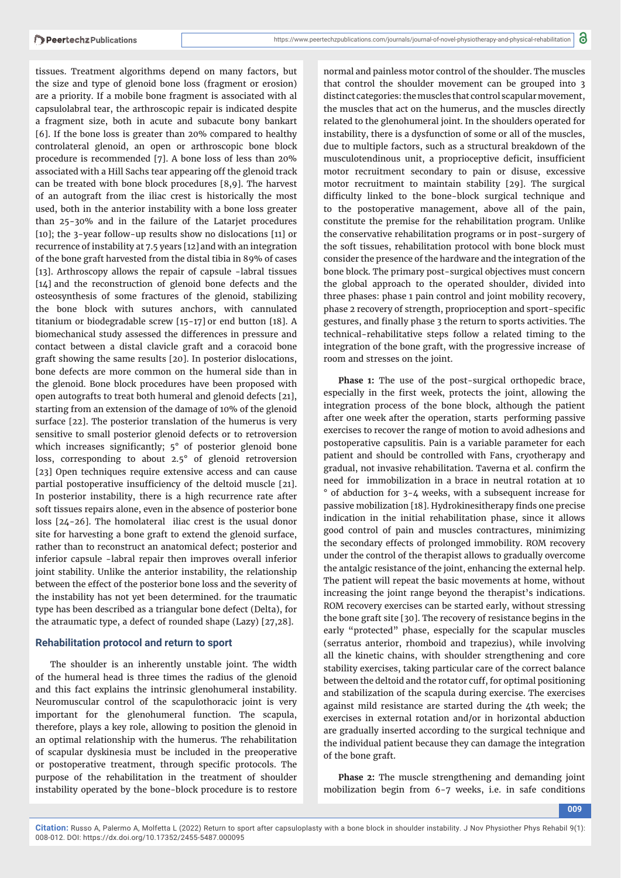tissues. Treatment algorithms depend on many factors, but the size and type of glenoid bone loss (fragment or erosion) are a priority. If a mobile bone fragment is associated with al capsulolabral tear, the arthroscopic repair is indicated despite a fragment size, both in acute and subacute bony bankart [6]. If the bone loss is greater than 20% compared to healthy controlateral glenoid, an open or arthroscopic bone block procedure is recommended [7]. A bone loss of less than 20% associated with a Hill Sachs tear appearing off the glenoid track can be treated with bone block procedures [8,9]. The harvest of an autograft from the iliac crest is historically the most used, both in the anterior instability with a bone loss greater than 25-30% and in the failure of the Latarjet procedures [10]; the 3-year follow-up results show no dislocations [11] or recurrence of instability at 7.5 years [12] and with an integration of the bone graft harvested from the distal tibia in 89% of cases [13]. Arthroscopy allows the repair of capsule -labral tissues [14] and the reconstruction of glenoid bone defects and the osteosynthesis of some fractures of the glenoid, stabilizing the bone block with sutures anchors, with cannulated titanium or biodegradable screw [15-17] or end button [18]. A biomechanical study assessed the differences in pressure and contact between a distal clavicle graft and a coracoid bone graft showing the same results [20]. In posterior dislocations, bone defects are more common on the humeral side than in the glenoid. Bone block procedures have been proposed with open autografts to treat both humeral and glenoid defects [21], starting from an extension of the damage of 10% of the glenoid surface [22]. The posterior translation of the humerus is very sensitive to small posterior glenoid defects or to retroversion which increases significantly; 5° of posterior glenoid bone loss, corresponding to about 2.5° of glenoid retroversion [23] Open techniques require extensive access and can cause partial postoperative insufficiency of the deltoid muscle [21]. In posterior instability, there is a high recurrence rate after soft tissues repairs alone, even in the absence of posterior bone loss [24-26]. The homolateral iliac crest is the usual donor site for harvesting a bone graft to extend the glenoid surface, rather than to reconstruct an anatomical defect; posterior and inferior capsule -labral repair then improves overall inferior joint stability. Unlike the anterior instability, the relationship between the effect of the posterior bone loss and the severity of the instability has not yet been determined. for the traumatic type has been described as a triangular bone defect (Delta), for the atraumatic type, a defect of rounded shape (Lazy) [27,28].

## Rehabilitation protocol and return to sport

The shoulder is an inherently unstable joint. The width of the humeral head is three times the radius of the glenoid and this fact explains the intrinsic glenohumeral instability. Neuromuscular control of the scapulothoracic joint is very important for the glenohumeral function. The scapula, therefore, plays a key role, allowing to position the glenoid in an optimal relationship with the humerus. The rehabilitation of scapular dyskinesia must be included in the preoperative or postoperative treatment, through specific protocols. The purpose of the rehabilitation in the treatment of shoulder instability operated by the bone-block procedure is to restore normal and painless motor control of the shoulder. The muscles that control the shoulder movement can be grouped into 3 distinct categories: the muscles that control scapular movement, the muscles that act on the humerus, and the muscles directly related to the glenohumeral joint. In the shoulders operated for instability, there is a dysfunction of some or all of the muscles, due to multiple factors, such as a structural breakdown of the musculotendinous unit, a proprioceptive deficit, insufficient motor recruitment secondary to pain or disuse, excessive motor recruitment to maintain stability [29]. The surgical difficulty linked to the bone-block surgical technique and to the postoperative management, above all of the pain, constitute the premise for the rehabilitation program. Unlike the conservative rehabilitation programs or in post-surgery of the soft tissues, rehabilitation protocol with bone block must consider the presence of the hardware and the integration of the bone block. The primary post-surgical objectives must concern the global approach to the operated shoulder, divided into three phases: phase 1 pain control and joint mobility recovery, phase 2 recovery of strength, proprioception and sport-specific gestures, and finally phase 3 the return to sports activities. The technical-rehabilitative steps follow a related timing to the integration of the bone graft, with the progressive increase of room and stresses on the joint.

**Phase 1:** The use of the post-surgical orthopedic brace, especially in the first week, protects the joint, allowing the integration process of the bone block, although the patient after one week after the operation, starts performing passive exercises to recover the range of motion to avoid adhesions and postoperative capsulitis. Pain is a variable parameter for each patient and should be controlled with Fans, cryotherapy and gradual, not invasive rehabilitation. Taverna et al. confirm the need for immobilization in a brace in neutral rotation at 10 ° of abduction for 3-4 weeks, with a subsequent increase for passive mobilization [18]. Hydrokinesitherapy finds one precise indication in the initial rehabilitation phase, since it allows good control of pain and muscles contractures, minimizing the secondary effects of prolonged immobility. ROM recovery under the control of the therapist allows to gradually overcome the antalgic resistance of the joint, enhancing the external help. The patient will repeat the basic movements at home, without increasing the joint range beyond the therapist's indications. ROM recovery exercises can be started early, without stressing the bone graft site [30]. The recovery of resistance begins in the early "protected" phase, especially for the scapular muscles (serratus anterior, rhomboid and trapezius), while involving all the kinetic chains, with shoulder strengthening and core stability exercises, taking particular care of the correct balance between the deltoid and the rotator cuff, for optimal positioning and stabilization of the scapula during exercise. The exercises against mild resistance are started during the 4th week; the exercises in external rotation and/or in horizontal abduction are gradually inserted according to the surgical technique and the individual patient because they can damage the integration of the bone graft.

**Phase 2:** The muscle strengthening and demanding joint mobilization begin from 6-7 weeks, i.e. in safe conditions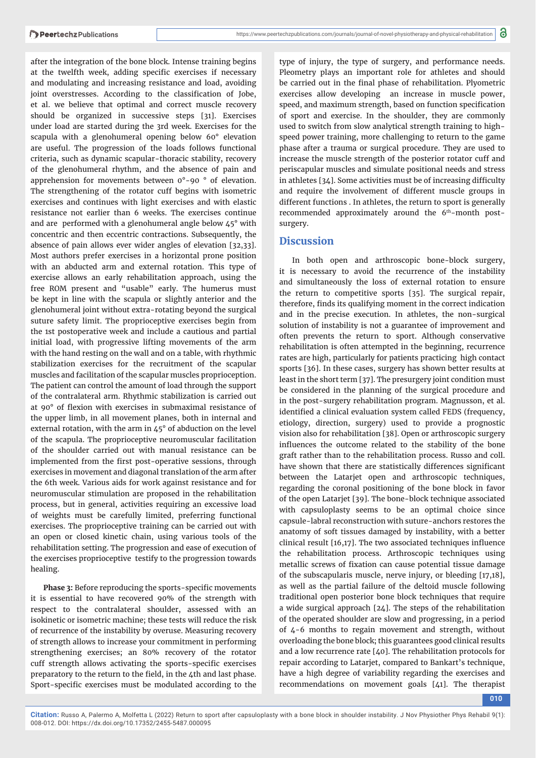after the integration of the bone block. Intense training begins at the twelfth week, adding specific exercises if necessary and modulating and increasing resistance and load, avoiding joint overstresses. According to the classification of Jobe, et al. we believe that optimal and correct muscle recovery should be organized in successive steps [31]. Exercises under load are started during the 3rd week. Exercises for the scapula with a glenohumeral opening below 60° elevation are useful. The progression of the loads follows functional criteria, such as dynamic scapular-thoracic stability, recovery of the glenohumeral rhythm, and the absence of pain and apprehension for movements between 0°-90 ° of elevation. The strengthening of the rotator cuff begins with isometric exercises and continues with light exercises and with elastic resistance not earlier than 6 weeks. The exercises continue and are performed with a glenohumeral angle below 45° with concentric and then eccentric contractions. Subsequently, the absence of pain allows ever wider angles of elevation [32,33]. Most authors prefer exercises in a horizontal prone position with an abducted arm and external rotation. This type of exercise allows an early rehabilitation approach, using the free ROM present and "usable" early. The humerus must be kept in line with the scapula or slightly anterior and the glenohumeral joint without extra-rotating beyond the surgical suture safety limit. The proprioceptive exercises begin from the 1st postoperative week and include a cautious and partial initial load, with progressive lifting movements of the arm with the hand resting on the wall and on a table, with rhythmic stabilization exercises for the recruitment of the scapular muscles and facilitation of the scapular muscles proprioception. The patient can control the amount of load through the support of the contralateral arm. Rhythmic stabilization is carried out at 90° of flexion with exercises in submaximal resistance of the upper limb, in all movement planes, both in internal and external rotation, with the arm in 45° of abduction on the level of the scapula. The proprioceptive neuromuscular facilitation of the shoulder carried out with manual resistance can be implemented from the first post-operative sessions, through exercises in movement and diagonal translation of the arm after the 6th week. Various aids for work against resistance and for neuromuscular stimulation are proposed in the rehabilitation process, but in general, activities requiring an excessive load of weights must be carefully limited, preferring functional exercises. The proprioceptive training can be carried out with an open or closed kinetic chain, using various tools of the rehabilitation setting. The progression and ease of execution of the exercises proprioceptive testify to the progression towards healing.

**Phase 3:** Before reproducing the sports-specific movements it is essential to have recovered 90% of the strength with respect to the contralateral shoulder, assessed with an isokinetic or isometric machine; these tests will reduce the risk of recurrence of the instability by overuse. Measuring recovery of strength allows to increase your commitment in performing strengthening exercises; an 80% recovery of the rotator cuff strength allows activating the sports-specific exercises preparatory to the return to the field, in the 4th and last phase. Sport-specific exercises must be modulated according to the type of injury, the type of surgery, and performance needs. Pleometry plays an important role for athletes and should be carried out in the final phase of rehabilitation. Plyometric exercises allow developing an increase in muscle power, speed, and maximum strength, based on function specification of sport and exercise. In the shoulder, they are commonly used to switch from slow analytical strength training to high-speed power training, more challenging to return to the game phase after a trauma or surgical procedure. They are used to increase the muscle strength of the posterior rotator cuff and periscapular muscles and simulate positional needs and stress in athletes [34]. Some activities must be of increasing difficulty and require the involvement of different muscle groups in different functions . In athletes, the return to sport is generally recommended approximately around the 6th-month post-surgery.

## Discussion

In both open and arthroscopic bone-block surgery, it is necessary to avoid the recurrence of the instability and simultaneously the loss of external rotation to ensure the return to competitive sports [35]. The surgical repair, therefore, finds its qualifying moment in the correct indication and in the precise execution. In athletes, the non-surgical solution of instability is not a guarantee of improvement and often prevents the return to sport. Although conservative rehabilitation is often attempted in the beginning, recurrence rates are high, particularly for patients practicing high contact sports [36]. In these cases, surgery has shown better results at least in the short term [37]. The presurgery joint condition must be considered in the planning of the surgical procedure and in the post-surgery rehabilitation program. Magnusson, et al. identified a clinical evaluation system called FEDS (frequency, etiology, direction, surgery) used to provide a prognostic vision also for rehabilitation [38]. Open or arthroscopic surgery influences the outcome related to the stability of the bone graft rather than to the rehabilitation process. Russo and coll. have shown that there are statistically differences significant between the Latarjet open and arthroscopic techniques, regarding the coronal positioning of the bone block in favor of the open Latarjet [39]. The bone-block technique associated with capsuloplasty seems to be an optimal choice since capsule-labral reconstruction with suture-anchors restores the anatomy of soft tissues damaged by instability, with a better clinical result [16,17]. The two associated techniques influence the rehabilitation process. Arthroscopic techniques using metallic screws of fixation can cause potential tissue damage of the subscapularis muscle, nerve injury, or bleeding [17,18], as well as the partial failure of the deltoid muscle following traditional open posterior bone block techniques that require a wide surgical approach [24]. The steps of the rehabilitation of the operated shoulder are slow and progressing, in a period of 4-6 months to regain movement and strength, without overloading the bone block; this guarantees good clinical results and a low recurrence rate [40]. The rehabilitation protocols for repair according to Latarjet, compared to Bankart's technique, have a high degree of variability regarding the exercises and recommendations on movement goals [41]. The therapist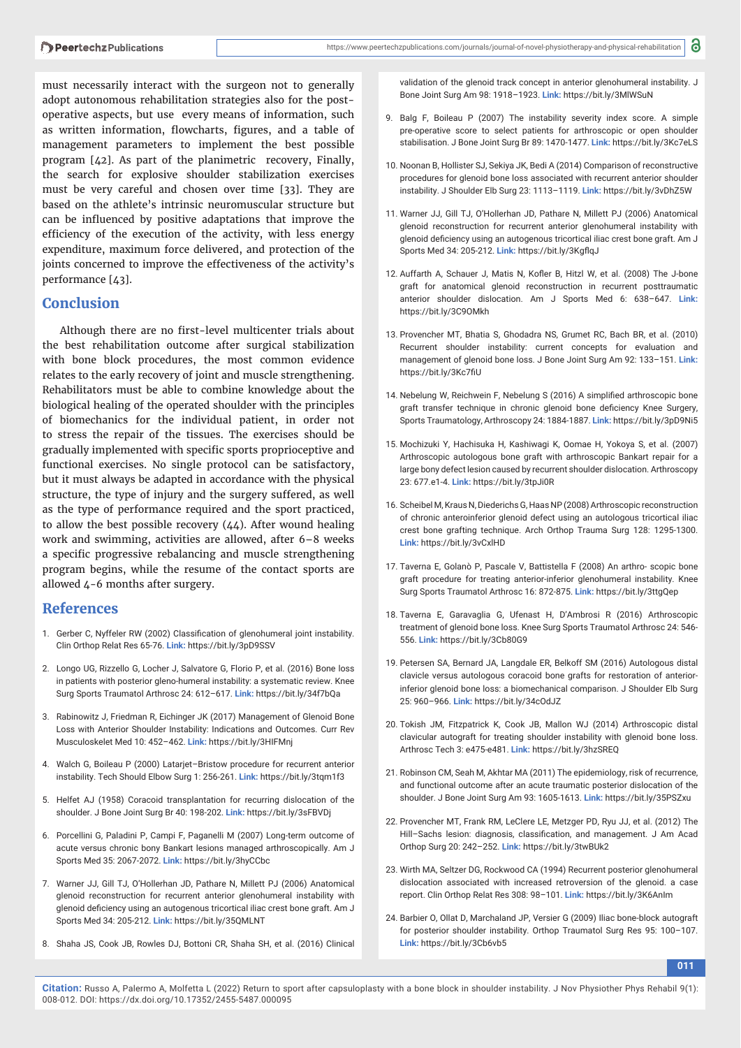must necessarily interact with the surgeon not to generally adopt autonomous rehabilitation strategies also for the post-operative aspects, but use every means of information, such as written information, flowcharts, figures, and a table of management parameters to implement the best possible program [42]. As part of the planimetric recovery, Finally, the search for explosive shoulder stabilization exercises must be very careful and chosen over time [33]. They are based on the athlete's intrinsic neuromuscular structure but can be influenced by positive adaptations that improve the efficiency of the execution of the activity, with less energy expenditure, maximum force delivered, and protection of the joints concerned to improve the effectiveness of the activity's performance [43].

## Conclusion

Although there are no first-level multicenter trials about the best rehabilitation outcome after surgical stabilization with bone block procedures, the most common evidence relates to the early recovery of joint and muscle strengthening. Rehabilitators must be able to combine knowledge about the biological healing of the operated shoulder with the principles of biomechanics for the individual patient, in order not to stress the repair of the tissues. The exercises should be gradually implemented with specific sports proprioceptive and functional exercises. No single protocol can be satisfactory, but it must always be adapted in accordance with the physical structure, the type of injury and the surgery suffered, as well as the type of performance required and the sport practiced, to allow the best possible recovery (44). After wound healing work and swimming, activities are allowed, after 6–8 weeks a specific progressive rebalancing and muscle strengthening program begins, while the resume of the contact sports are allowed 4-6 months after surgery.

## References

1. Gerber C, Nyffeler RW (2002) Classification of glenohumeral joint instability. Clin Orthop Relat Res 65-76. **Link:** https://bit.ly/3pD9SSV
2. Longo UG, Rizzello G, Locher J, Salvatore G, Florio P, et al. (2016) Bone loss in patients with posterior gleno-humeral instability: a systematic review. Knee Surg Sports Traumatol Arthrosc 24: 612–617. **Link:** https://bit.ly/34f7bQa
3. Rabinowitz J, Friedman R, Eichinger JK (2017) Management of Glenoid Bone Loss with Anterior Shoulder Instability: Indications and Outcomes. Curr Rev Musculoskelet Med 10: 452–462. **Link:** https://bit.ly/3HIFMnj
4. Walch G, Boileau P (2000) Latarjet–Bristow procedure for recurrent anterior instability. Tech Should Elbow Surg 1: 256-261. **Link:** https://bit.ly/3tqm1f3
5. Helfet AJ (1958) Coracoid transplantation for recurring dislocation of the shoulder. J Bone Joint Surg Br 40: 198-202. **Link:** https://bit.ly/3sFBVDj
6. Porcellini G, Paladini P, Campi F, Paganelli M (2007) Long-term outcome of acute versus chronic bony Bankart lesions managed arthroscopically. Am J Sports Med 35: 2067-2072. **Link:** https://bit.ly/3hyCCbc
7. Warner JJ, Gill TJ, O'Hollerhan JD, Pathare N, Millett PJ (2006) Anatomical glenoid reconstruction for recurrent anterior glenohumeral instability with glenoid deficiency using an autogenous tricortical iliac crest bone graft. Am J Sports Med 34: 205-212. **Link:** https://bit.ly/35QMLNT
8. Shaha JS, Cook JB, Rowles DJ, Bottoni CR, Shaha SH, et al. (2016) Clinical validation of the glenoid track concept in anterior glenohumeral instability. J Bone Joint Surg Am 98: 1918–1923. **Link:** https://bit.ly/3MlWSuN
9. Balg F, Boileau P (2007) The instability severity index score. A simple pre-operative score to select patients for arthroscopic or open shoulder stabilisation. J Bone Joint Surg Br 89: 1470-1477. **Link:** https://bit.ly/3Kc7eLS
10. Noonan B, Hollister SJ, Sekiya JK, Bedi A (2014) Comparison of reconstructive procedures for glenoid bone loss associated with recurrent anterior shoulder instability. J Shoulder Elb Surg 23: 1113–1119. **Link:** https://bit.ly/3vDhZ5W
11. Warner JJ, Gill TJ, O'Hollerhan JD, Pathare N, Millett PJ (2006) Anatomical glenoid reconstruction for recurrent anterior glenohumeral instability with glenoid deficiency using an autogenous tricortical iliac crest bone graft. Am J Sports Med 34: 205-212. **Link:** https://bit.ly/3KgflqJ
12. Auffarth A, Schauer J, Matis N, Kofler B, Hitzl W, et al. (2008) The J-bone graft for anatomical glenoid reconstruction in recurrent posttraumatic anterior shoulder dislocation. Am J Sports Med 6: 638–647. **Link:** https://bit.ly/3C9OMkh
13. Provencher MT, Bhatia S, Ghodadra NS, Grumet RC, Bach BR, et al. (2010) Recurrent shoulder instability: current concepts for evaluation and management of glenoid bone loss. J Bone Joint Surg Am 92: 133–151. **Link:** https://bit.ly/3Kc7fiU
14. Nebelung W, Reichwein F, Nebelung S (2016) A simplified arthroscopic bone graft transfer technique in chronic glenoid bone deficiency Knee Surgery, Sports Traumatology, Arthroscopy 24: 1884-1887. **Link:** https://bit.ly/3pD9Ni5
15. Mochizuki Y, Hachisuka H, Kashiwagi K, Oomae H, Yokoya S, et al. (2007) Arthroscopic autologous bone graft with arthroscopic Bankart repair for a large bony defect lesion caused by recurrent shoulder dislocation. Arthroscopy 23: 677.e1-4. **Link:** https://bit.ly/3tpJi0R
16. Scheibel M, Kraus N, Diederichs G, Haas NP (2008) Arthroscopic reconstruction of chronic anteroinferior glenoid defect using an autologous tricortical iliac crest bone grafting technique. Arch Orthop Trauma Surg 128: 1295-1300. **Link:** https://bit.ly/3vCxlHD
17. Taverna E, Golanò P, Pascale V, Battistella F (2008) An arthro- scopic bone graft procedure for treating anterior-inferior glenohumeral instability. Knee Surg Sports Traumatol Arthrosc 16: 872-875. **Link:** https://bit.ly/3ttgQep
18. Taverna E, Garavaglia G, Ufenast H, D'Ambrosi R (2016) Arthroscopic treatment of glenoid bone loss. Knee Surg Sports Traumatol Arthrosc 24: 546-556. **Link:** https://bit.ly/3Cb80G9
19. Petersen SA, Bernard JA, Langdale ER, Belkoff SM (2016) Autologous distal clavicle versus autologous coracoid bone grafts for restoration of anterior-inferior glenoid bone loss: a biomechanical comparison. J Shoulder Elb Surg 25: 960–966. **Link:** https://bit.ly/34cOdJZ
20. Tokish JM, Fitzpatrick K, Cook JB, Mallon WJ (2014) Arthroscopic distal clavicular autograft for treating shoulder instability with glenoid bone loss. Arthrosc Tech 3: e475-e481. **Link:** https://bit.ly/3hzSREQ
21. Robinson CM, Seah M, Akhtar MA (2011) The epidemiology, risk of recurrence, and functional outcome after an acute traumatic posterior dislocation of the shoulder. J Bone Joint Surg Am 93: 1605-1613. **Link:** https://bit.ly/35PSZxu
22. Provencher MT, Frank RM, LeClere LE, Metzger PD, Ryu JJ, et al. (2012) The Hill–Sachs lesion: diagnosis, classification, and management. J Am Acad Orthop Surg 20: 242–252. **Link:** https://bit.ly/3twBUk2
23. Wirth MA, Seltzer DG, Rockwood CA (1994) Recurrent posterior glenohumeral dislocation associated with increased retroversion of the glenoid. a case report. Clin Orthop Relat Res 308: 98–101. **Link:** https://bit.ly/3K6AnIm
24. Barbier O, Ollat D, Marchaland JP, Versier G (2009) Iliac bone-block autograft for posterior shoulder instability. Orthop Traumatol Surg Res 95: 100–107. **Link:** https://bit.ly/3Cb6vb5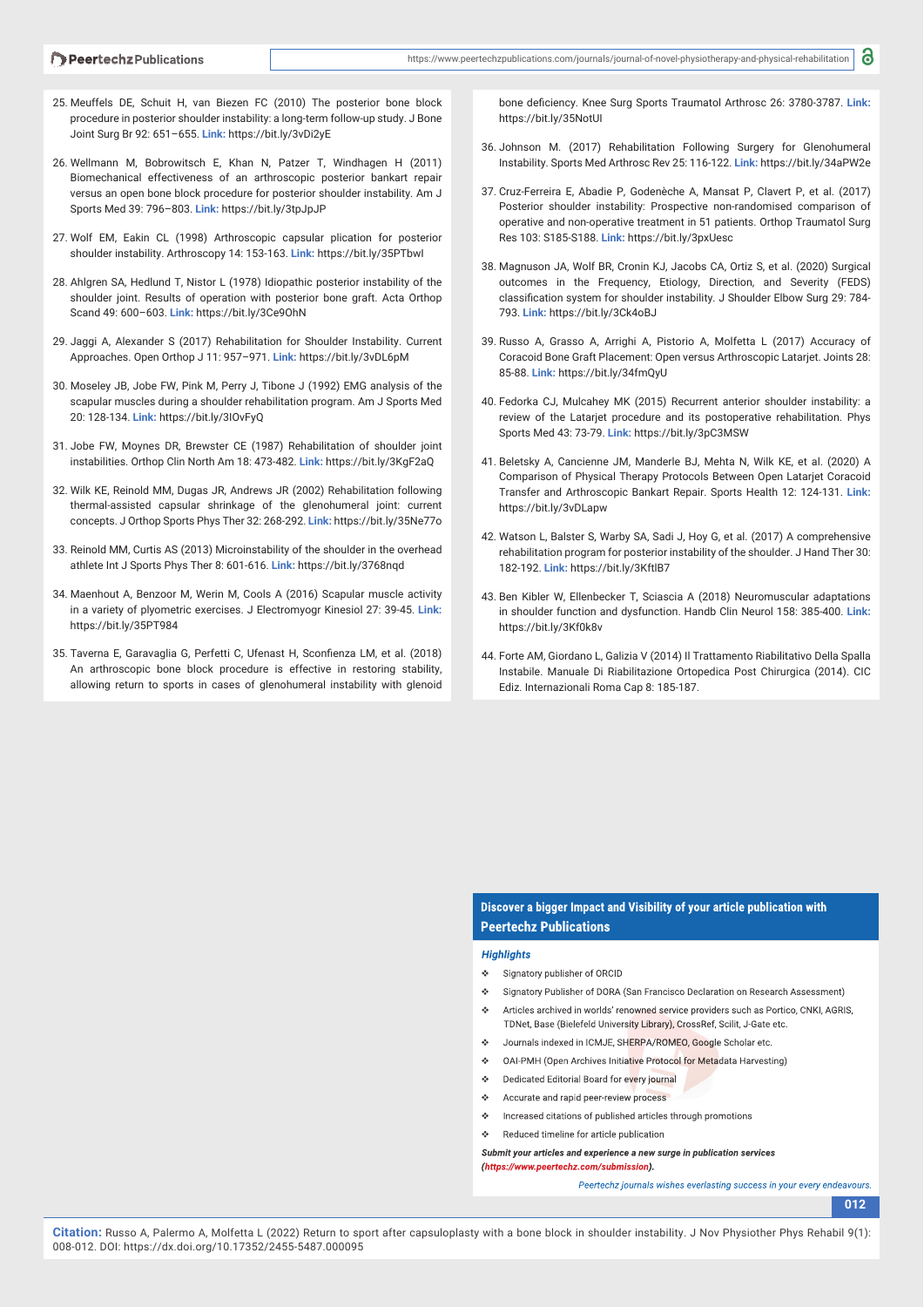25. Meuffels DE, Schuit H, van Biezen FC (2010) The posterior bone block procedure in posterior shoulder instability: a long-term follow-up study. J Bone Joint Surg Br 92: 651–655. **Link:** https://bit.ly/3vDi2yE

26. Wellmann M, Bobrowitsch E, Khan N, Patzer T, Windhagen H (2011) Biomechanical effectiveness of an arthroscopic posterior bankart repair versus an open bone block procedure for posterior shoulder instability. Am J Sports Med 39: 796–803. **Link:** https://bit.ly/3tpJpJP

27. Wolf EM, Eakin CL (1998) Arthroscopic capsular plication for posterior shoulder instability. Arthroscopy 14: 153-163. **Link:** https://bit.ly/35PTbwl

28. Ahlgren SA, Hedlund T, Nistor L (1978) Idiopathic posterior instability of the shoulder joint. Results of operation with posterior bone graft. Acta Orthop Scand 49: 600–603. **Link:** https://bit.ly/3Ce9OhN

29. Jaggi A, Alexander S (2017) Rehabilitation for Shoulder Instability. Current Approaches. Open Orthop J 11: 957–971. **Link:** https://bit.ly/3vDL6pM

30. Moseley JB, Jobe FW, Pink M, Perry J, Tibone J (1992) EMG analysis of the scapular muscles during a shoulder rehabilitation program. Am J Sports Med 20: 128-134. **Link:** https://bit.ly/3lOvFyQ

31. Jobe FW, Moynes DR, Brewster CE (1987) Rehabilitation of shoulder joint instabilities. Orthop Clin North Am 18: 473-482. **Link:** https://bit.ly/3KgF2aQ

32. Wilk KE, Reinold MM, Dugas JR, Andrews JR (2002) Rehabilitation following thermal-assisted capsular shrinkage of the glenohumeral joint: current concepts. J Orthop Sports Phys Ther 32: 268-292. **Link:** https://bit.ly/35Ne77o

33. Reinold MM, Curtis AS (2013) Microinstability of the shoulder in the overhead athlete Int J Sports Phys Ther 8: 601-616. **Link:** https://bit.ly/3768nqd

34. Maenhout A, Benzoor M, Werin M, Cools A (2016) Scapular muscle activity in a variety of plyometric exercises. J Electromyogr Kinesiol 27: 39-45. **Link:** https://bit.ly/35PT984

35. Taverna E, Garavaglia G, Perfetti C, Ufenast H, Sconfienza LM, et al. (2018) An arthroscopic bone block procedure is effective in restoring stability, allowing return to sports in cases of glenohumeral instability with glenoid bone deficiency. Knee Surg Sports Traumatol Arthrosc 26: 3780-3787. **Link:** https://bit.ly/35NotUI

36. Johnson M. (2017) Rehabilitation Following Surgery for Glenohumeral Instability. Sports Med Arthrosc Rev 25: 116-122. **Link:** https://bit.ly/34aPW2e

37. Cruz-Ferreira E, Abadie P, Godenèche A, Mansat P, Clavert P, et al. (2017) Posterior shoulder instability: Prospective non-randomised comparison of operative and non-operative treatment in 51 patients. Orthop Traumatol Surg Res 103: S185-S188. **Link:** https://bit.ly/3pxUesc

38. Magnuson JA, Wolf BR, Cronin KJ, Jacobs CA, Ortiz S, et al. (2020) Surgical outcomes in the Frequency, Etiology, Direction, and Severity (FEDS) classification system for shoulder instability. J Shoulder Elbow Surg 29: 784-793. **Link:** https://bit.ly/3Ck4oBJ

39. Russo A, Grasso A, Arrighi A, Pistorio A, Molfetta L (2017) Accuracy of Coracoid Bone Graft Placement: Open versus Arthroscopic Latarjet. Joints 28: 85-88. **Link:** https://bit.ly/34fmQyU

40. Fedorka CJ, Mulcahey MK (2015) Recurrent anterior shoulder instability: a review of the Latarjet procedure and its postoperative rehabilitation. Phys Sports Med 43: 73-79. **Link:** https://bit.ly/3pC3MSW

41. Beletsky A, Cancienne JM, Manderle BJ, Mehta N, Wilk KE, et al. (2020) A Comparison of Physical Therapy Protocols Between Open Latarjet Coracoid Transfer and Arthroscopic Bankart Repair. Sports Health 12: 124-131. **Link:** https://bit.ly/3vDLapw

42. Watson L, Balster S, Warby SA, Sadi J, Hoy G, et al. (2017) A comprehensive rehabilitation program for posterior instability of the shoulder. J Hand Ther 30: 182-192. **Link:** https://bit.ly/3KftlB7

43. Ben Kibler W, Ellenbecker T, Sciascia A (2018) Neuromuscular adaptations in shoulder function and dysfunction. Handb Clin Neurol 158: 385-400. **Link:** https://bit.ly/3Kf0k8v

44. Forte AM, Giordano L, Galizia V (2014) Il Trattamento Riabilitativo Della Spalla Instabile. Manuale Di Riabilitazione Ortopedica Post Chirurgica (2014). CIC Ediz. Internazionali Roma Cap 8: 185-187.

**Discover a bigger Impact and Visibility of your article publication with Peertechz Publications**

***Highlights***

- Signatory publisher of ORCID
- Signatory Publisher of DORA (San Francisco Declaration on Research Assessment)
- Articles archived in worlds' renowned service providers such as Portico, CNKI, AGRIS, TDNet, Base (Bielefeld University Library), CrossRef, Scilit, J-Gate etc.
- Journals indexed in ICMJE, SHERPA/ROMEO, Google Scholar etc.
- OAI-PMH (Open Archives Initiative Protocol for Metadata Harvesting)
- Dedicated Editorial Board for every journal
- Accurate and rapid peer-review process
- Increased citations of published articles through promotions
- Reduced timeline for article publication

***Submit your articles and experience a new surge in publication services (https://www.peertechz.com/submission).***

*Peertechz journals wishes everlasting success in your every endeavours.*

**Citation:** Russo A, Palermo A, Molfetta L (2022) Return to sport after capsuloplasty with a bone block in shoulder instability. J Nov Physiother Phys Rehabil 9(1): 008-012. DOI: https://dx.doi.org/10.17352/2455-5487.000095